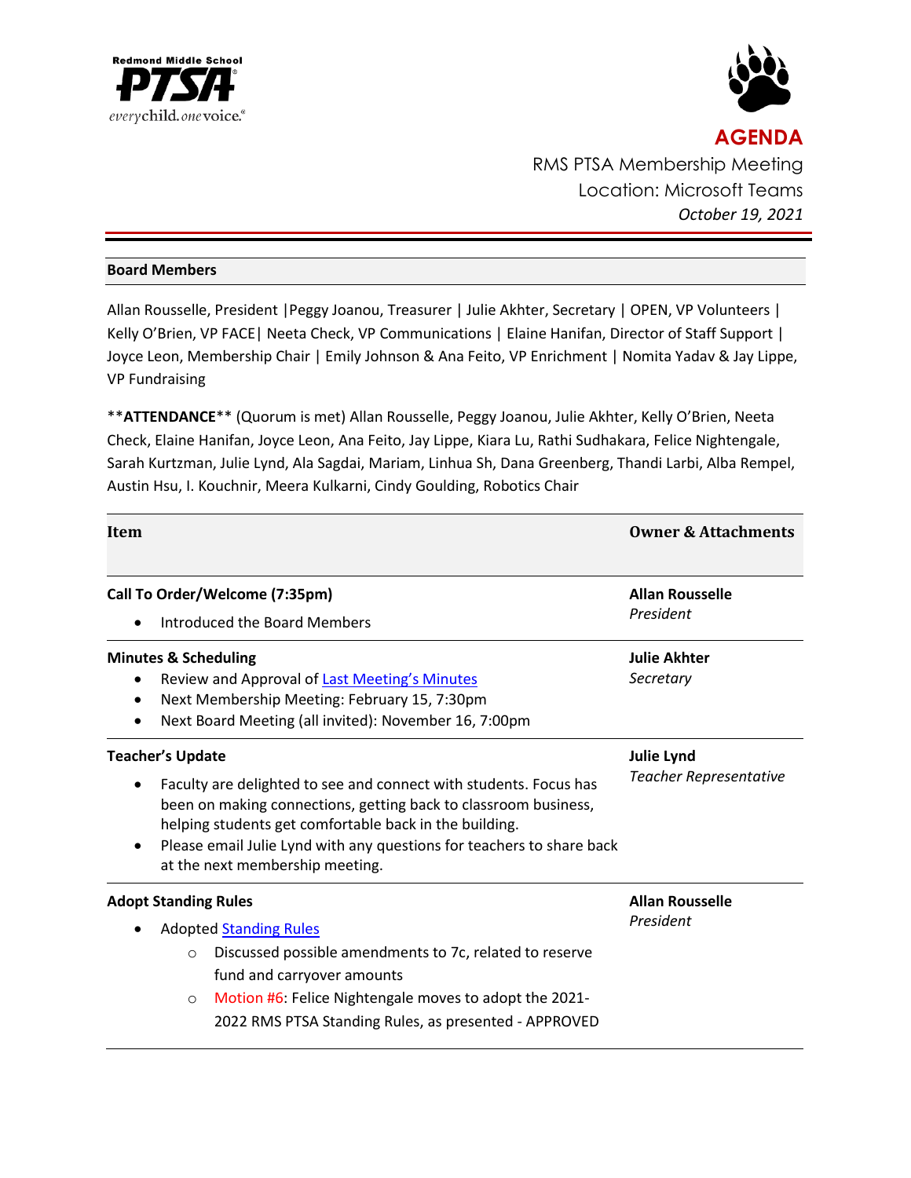Redmond Middle School **PTSA**
*every child. one voice.*

# AGENDA

RMS PTSA Membership Meeting
Location: Microsoft Teams
*October 19, 2021*

---

**Board Members**

Allan Rousselle, President |Peggy Joanou, Treasurer | Julie Akhter, Secretary | OPEN, VP Volunteers | Kelly O'Brien, VP FACE| Neeta Check, VP Communications | Elaine Hanifan, Director of Staff Support | Joyce Leon, Membership Chair | Emily Johnson & Ana Feito, VP Enrichment | Nomita Yadav & Jay Lippe, VP Fundraising

\*\***ATTENDANCE**\*\* (Quorum is met) Allan Rousselle, Peggy Joanou, Julie Akhter, Kelly O'Brien, Neeta Check, Elaine Hanifan, Joyce Leon, Ana Feito, Jay Lippe, Kiara Lu, Rathi Sudhakara, Felice Nightengale, Sarah Kurtzman, Julie Lynd, Ala Sagdai, Mariam, Linhua Sh, Dana Greenberg, Thandi Larbi, Alba Rempel, Austin Hsu, I. Kouchnir, Meera Kulkarni, Cindy Goulding, Robotics Chair

| Item | Owner & Attachments |
|---|---|
| **Call To Order/Welcome (7:35pm)**<br>• Introduced the Board Members | **Allan Rousselle**<br>*President* |
| **Minutes & Scheduling**<br>• Review and Approval of Last Meeting's Minutes<br>• Next Membership Meeting: February 15, 7:30pm<br>• Next Board Meeting (all invited): November 16, 7:00pm | **Julie Akhter**<br>*Secretary* |
| **Teacher's Update**<br>• Faculty are delighted to see and connect with students. Focus has been on making connections, getting back to classroom business, helping students get comfortable back in the building.<br>• Please email Julie Lynd with any questions for teachers to share back at the next membership meeting. | **Julie Lynd**<br>*Teacher Representative* |
| **Adopt Standing Rules**<br>• Adopted Standing Rules<br>  ○ Discussed possible amendments to 7c, related to reserve fund and carryover amounts<br>  ○ Motion #6: Felice Nightengale moves to adopt the 2021-2022 RMS PTSA Standing Rules, as presented - APPROVED | **Allan Rousselle**<br>*President* |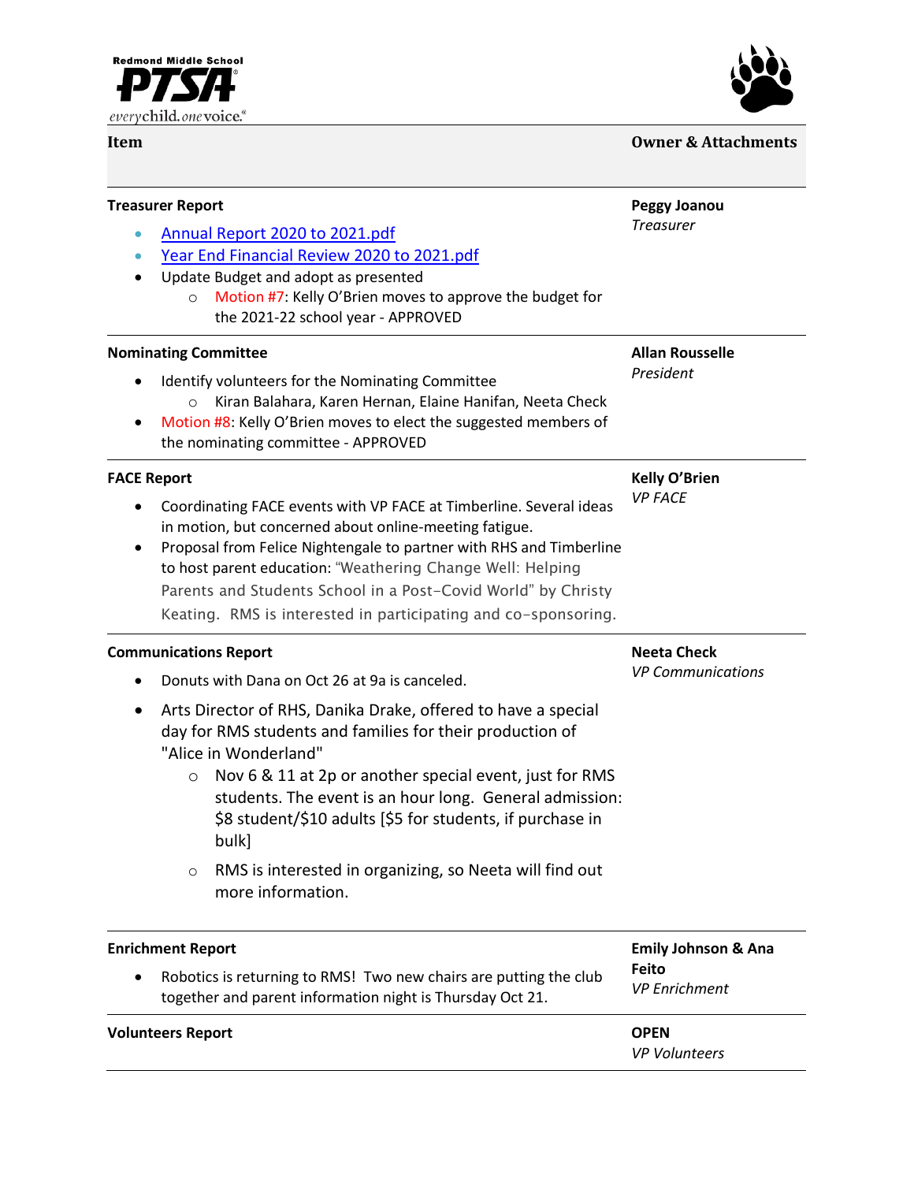Redmond Middle School PTSA
*every child. one voice.*

| Item | Owner & Attachments |
|---|---|
| **Treasurer Report**<br>• Annual Report 2020 to 2021.pdf<br>• Year End Financial Review 2020 to 2021.pdf<br>• Update Budget and adopt as presented<br>  ○ Motion #7: Kelly O'Brien moves to approve the budget for the 2021-22 school year - APPROVED | **Peggy Joanou**<br>*Treasurer* |
| **Nominating Committee**<br>• Identify volunteers for the Nominating Committee<br>  ○ Kiran Balahara, Karen Hernan, Elaine Hanifan, Neeta Check<br>• Motion #8: Kelly O'Brien moves to elect the suggested members of the nominating committee - APPROVED | **Allan Rousselle**<br>*President* |
| **FACE Report**<br>• Coordinating FACE events with VP FACE at Timberline. Several ideas in motion, but concerned about online-meeting fatigue.<br>• Proposal from Felice Nightengale to partner with RHS and Timberline to host parent education: "Weathering Change Well: Helping Parents and Students School in a Post-Covid World" by Christy Keating. RMS is interested in participating and co-sponsoring. | **Kelly O'Brien**<br>*VP FACE* |
| **Communications Report**<br>• Donuts with Dana on Oct 26 at 9a is canceled.<br>• Arts Director of RHS, Danika Drake, offered to have a special day for RMS students and families for their production of "Alice in Wonderland"<br>  ○ Nov 6 & 11 at 2p or another special event, just for RMS students. The event is an hour long. General admission: $8 student/$10 adults [$5 for students, if purchase in bulk]<br>  ○ RMS is interested in organizing, so Neeta will find out more information. | **Neeta Check**<br>*VP Communications* |
| **Enrichment Report**<br>• Robotics is returning to RMS! Two new chairs are putting the club together and parent information night is Thursday Oct 21. | **Emily Johnson & Ana Feito**<br>*VP Enrichment* |
| **Volunteers Report** | **OPEN**<br>*VP Volunteers* |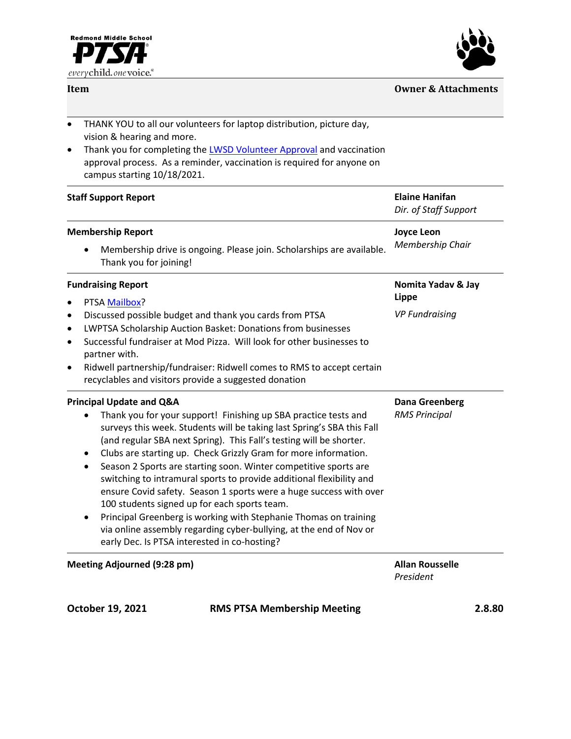| Item | Owner & Attachments |
|---|---|
| • THANK YOU to all our volunteers for laptop distribution, picture day, vision & hearing and more.<br>• Thank you for completing the LWSD Volunteer Approval and vaccination approval process. As a reminder, vaccination is required for anyone on campus starting 10/18/2021. | |
| **Staff Support Report** | **Elaine Hanifan**<br>*Dir. of Staff Support* |
| **Membership Report**<br>• Membership drive is ongoing. Please join. Scholarships are available. Thank you for joining! | **Joyce Leon**<br>*Membership Chair* |
| **Fundraising Report**<br>• PTSA Mailbox?<br>• Discussed possible budget and thank you cards from PTSA<br>• LWPTSA Scholarship Auction Basket: Donations from businesses<br>• Successful fundraiser at Mod Pizza. Will look for other businesses to partner with.<br>• Ridwell partnership/fundraiser: Ridwell comes to RMS to accept certain recyclables and visitors provide a suggested donation | **Nomita Yadav & Jay Lippe**<br>*VP Fundraising* |
| **Principal Update and Q&A**<br>• Thank you for your support! Finishing up SBA practice tests and surveys this week. Students will be taking last Spring's SBA this Fall (and regular SBA next Spring). This Fall's testing will be shorter.<br>• Clubs are starting up. Check Grizzly Gram for more information.<br>• Season 2 Sports are starting soon. Winter competitive sports are switching to intramural sports to provide additional flexibility and ensure Covid safety. Season 1 sports were a huge success with over 100 students signed up for each sports team.<br>• Principal Greenberg is working with Stephanie Thomas on training via online assembly regarding cyber-bullying, at the end of Nov or early Dec. Is PTSA interested in co-hosting? | **Dana Greenberg**<br>*RMS Principal* |
| **Meeting Adjourned (9:28 pm)** | **Allan Rousselle**<br>*President* |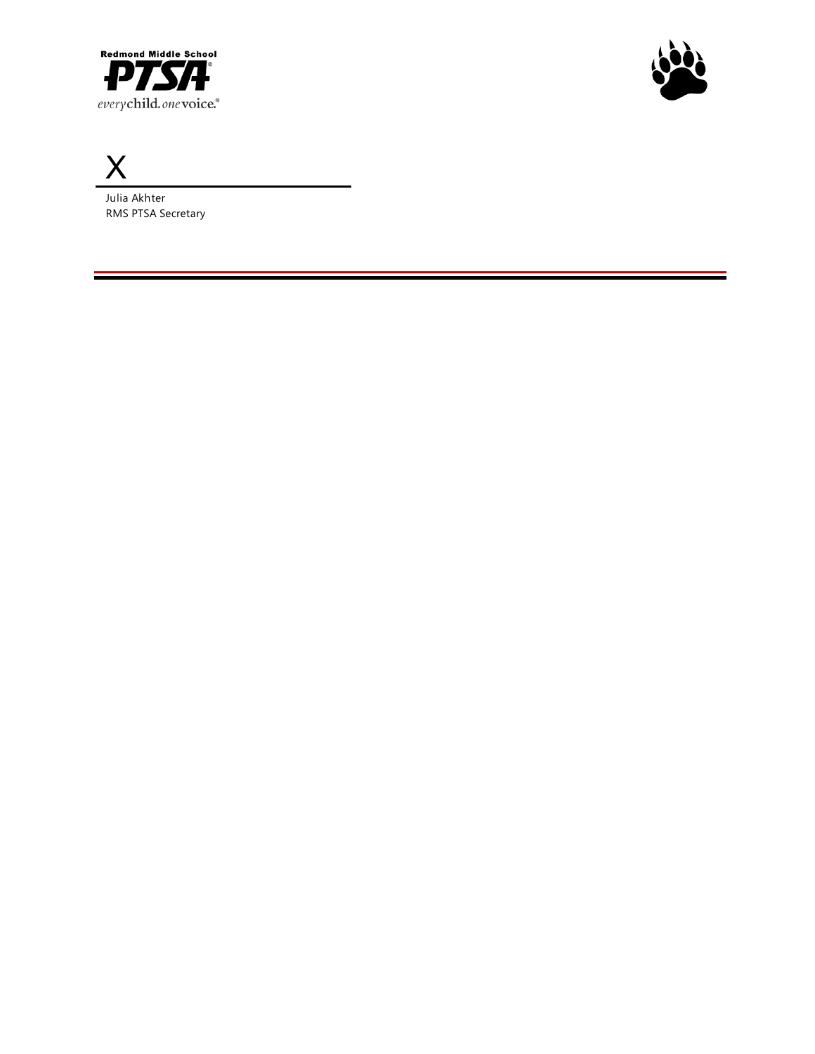Redmond Middle School PTSA

every child. one voice.

X

Julia Akhter
RMS PTSA Secretary